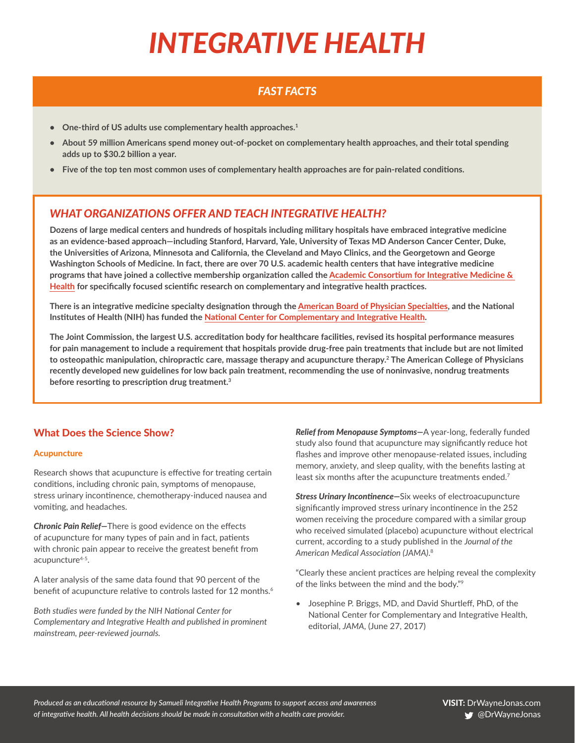# INTEGRATIVE HEALTH

## FAST FACTS

- **One-third of US adults use complementary health approaches.[1]**
- **About 59 million Americans spend money out-of-pocket on complementary health approaches, and their total spending adds up to $30.2 billion a year.**
- **Five of the top ten most common uses of complementary health approaches are for pain-related conditions.**

## WHAT ORGANIZATIONS OFFER AND TEACH INTEGRATIVE HEALTH?

**Dozens of large medical centers and hundreds of hospitals including military hospitals have embraced integrative medicine as an evidence-based approach—including Stanford, Harvard, Yale, University of Texas MD Anderson Cancer Center, Duke, the Universities of Arizona, Minnesota and California, the Cleveland and Mayo Clinics, and the Georgetown and George Washington Schools of Medicine. In fact, there are over 70 U.S. academic health centers that have integrative medicine programs that have joined a collective membership organization called the Academic Consortium for Integrative Medicine & Health for specifically focused scientific research on complementary and integrative health practices.**

**There is an integrative medicine specialty designation through the American Board of Physician Specialties, and the National Institutes of Health (NIH) has funded the National Center for Complementary and Integrative Health.**

**The Joint Commission, the largest U.S. accreditation body for healthcare facilities, revised its hospital performance measures for pain management to include a requirement that hospitals provide drug-free pain treatments that include but are not limited to osteopathic manipulation, chiropractic care, massage therapy and acupuncture therapy.[2] The American College of Physicians recently developed new guidelines for low back pain treatment, recommending the use of noninvasive, nondrug treatments before resorting to prescription drug treatment.[3]**

## What Does the Science Show?

### Acupuncture

Research shows that acupuncture is effective for treating certain conditions, including chronic pain, symptoms of menopause, stress urinary incontinence, chemotherapy-induced nausea and vomiting, and headaches.

***Chronic Pain Relief***—There is good evidence on the effects of acupuncture for many types of pain and in fact, patients with chronic pain appear to receive the greatest benefit from acupuncture[4-5].

A later analysis of the same data found that 90 percent of the benefit of acupuncture relative to controls lasted for 12 months.[6]

*Both studies were funded by the NIH National Center for Complementary and Integrative Health and published in prominent mainstream, peer-reviewed journals.*

***Relief from Menopause Symptoms***—A year-long, federally funded study also found that acupuncture may significantly reduce hot flashes and improve other menopause-related issues, including memory, anxiety, and sleep quality, with the benefits lasting at least six months after the acupuncture treatments ended.[7]

***Stress Urinary Incontinence***—Six weeks of electroacupuncture significantly improved stress urinary incontinence in the 252 women receiving the procedure compared with a similar group who received simulated (placebo) acupuncture without electrical current, according to a study published in the *Journal of the American Medical Association (JAMA)*.[8]

"Clearly these ancient practices are helping reveal the complexity of the links between the mind and the body."[9]

- Josephine P. Briggs, MD, and David Shurtleff, PhD, of the National Center for Complementary and Integrative Health, editorial, *JAMA*, (June 27, 2017)

*Produced as an educational resource by Samueli Integrative Health Programs to support access and awareness of integrative health. All health decisions should be made in consultation with a health care provider.*

**VISIT:** DrWayneJonas.com
@DrWayneJonas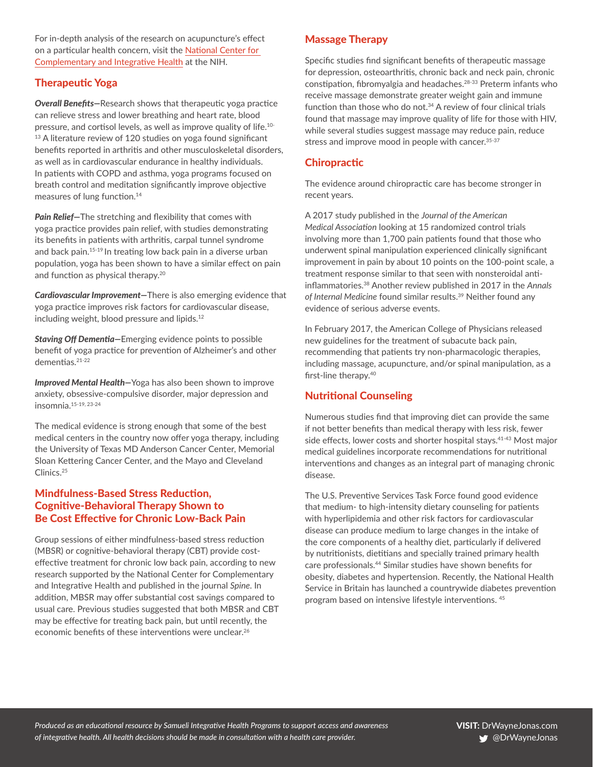For in-depth analysis of the research on acupuncture's effect on a particular health concern, visit the National Center for Complementary and Integrative Health at the NIH.

## Therapeutic Yoga

***Overall Benefits*—**Research shows that therapeutic yoga practice can relieve stress and lower breathing and heart rate, blood pressure, and cortisol levels, as well as improve quality of life.[10-13] A literature review of 120 studies on yoga found significant benefits reported in arthritis and other musculoskeletal disorders, as well as in cardiovascular endurance in healthy individuals. In patients with COPD and asthma, yoga programs focused on breath control and meditation significantly improve objective measures of lung function.[14]

***Pain Relief*—**The stretching and flexibility that comes with yoga practice provides pain relief, with studies demonstrating its benefits in patients with arthritis, carpal tunnel syndrome and back pain.[15-19] In treating low back pain in a diverse urban population, yoga has been shown to have a similar effect on pain and function as physical therapy.[20]

***Cardiovascular Improvement*—**There is also emerging evidence that yoga practice improves risk factors for cardiovascular disease, including weight, blood pressure and lipids.[12]

***Staving Off Dementia*—**Emerging evidence points to possible benefit of yoga practice for prevention of Alzheimer's and other dementias.[21-22]

***Improved Mental Health*—**Yoga has also been shown to improve anxiety, obsessive-compulsive disorder, major depression and insomnia.[15-19, 23-24]

The medical evidence is strong enough that some of the best medical centers in the country now offer yoga therapy, including the University of Texas MD Anderson Cancer Center, Memorial Sloan Kettering Cancer Center, and the Mayo and Cleveland Clinics.[25]

## Mindfulness-Based Stress Reduction, Cognitive-Behavioral Therapy Shown to Be Cost Effective for Chronic Low-Back Pain

Group sessions of either mindfulness-based stress reduction (MBSR) or cognitive-behavioral therapy (CBT) provide cost-effective treatment for chronic low back pain, according to new research supported by the National Center for Complementary and Integrative Health and published in the journal *Spine*. In addition, MBSR may offer substantial cost savings compared to usual care. Previous studies suggested that both MBSR and CBT may be effective for treating back pain, but until recently, the economic benefits of these interventions were unclear.[26]

## Massage Therapy

Specific studies find significant benefits of therapeutic massage for depression, osteoarthritis, chronic back and neck pain, chronic constipation, fibromyalgia and headaches.[28-33] Preterm infants who receive massage demonstrate greater weight gain and immune function than those who do not.[34] A review of four clinical trials found that massage may improve quality of life for those with HIV, while several studies suggest massage may reduce pain, reduce stress and improve mood in people with cancer.[35-37]

## Chiropractic

The evidence around chiropractic care has become stronger in recent years.

A 2017 study published in the *Journal of the American Medical Association* looking at 15 randomized control trials involving more than 1,700 pain patients found that those who underwent spinal manipulation experienced clinically significant improvement in pain by about 10 points on the 100-point scale, a treatment response similar to that seen with nonsteroidal anti-inflammatories.[38] Another review published in 2017 in the *Annals of Internal Medicine* found similar results.[39] Neither found any evidence of serious adverse events.

In February 2017, the American College of Physicians released new guidelines for the treatment of subacute back pain, recommending that patients try non-pharmacologic therapies, including massage, acupuncture, and/or spinal manipulation, as a first-line therapy.[40]

## Nutritional Counseling

Numerous studies find that improving diet can provide the same if not better benefits than medical therapy with less risk, fewer side effects, lower costs and shorter hospital stays.[41-43] Most major medical guidelines incorporate recommendations for nutritional interventions and changes as an integral part of managing chronic disease.

The U.S. Preventive Services Task Force found good evidence that medium- to high-intensity dietary counseling for patients with hyperlipidemia and other risk factors for cardiovascular disease can produce medium to large changes in the intake of the core components of a healthy diet, particularly if delivered by nutritionists, dietitians and specially trained primary health care professionals.[44] Similar studies have shown benefits for obesity, diabetes and hypertension. Recently, the National Health Service in Britain has launched a countrywide diabetes prevention program based on intensive lifestyle interventions.[45]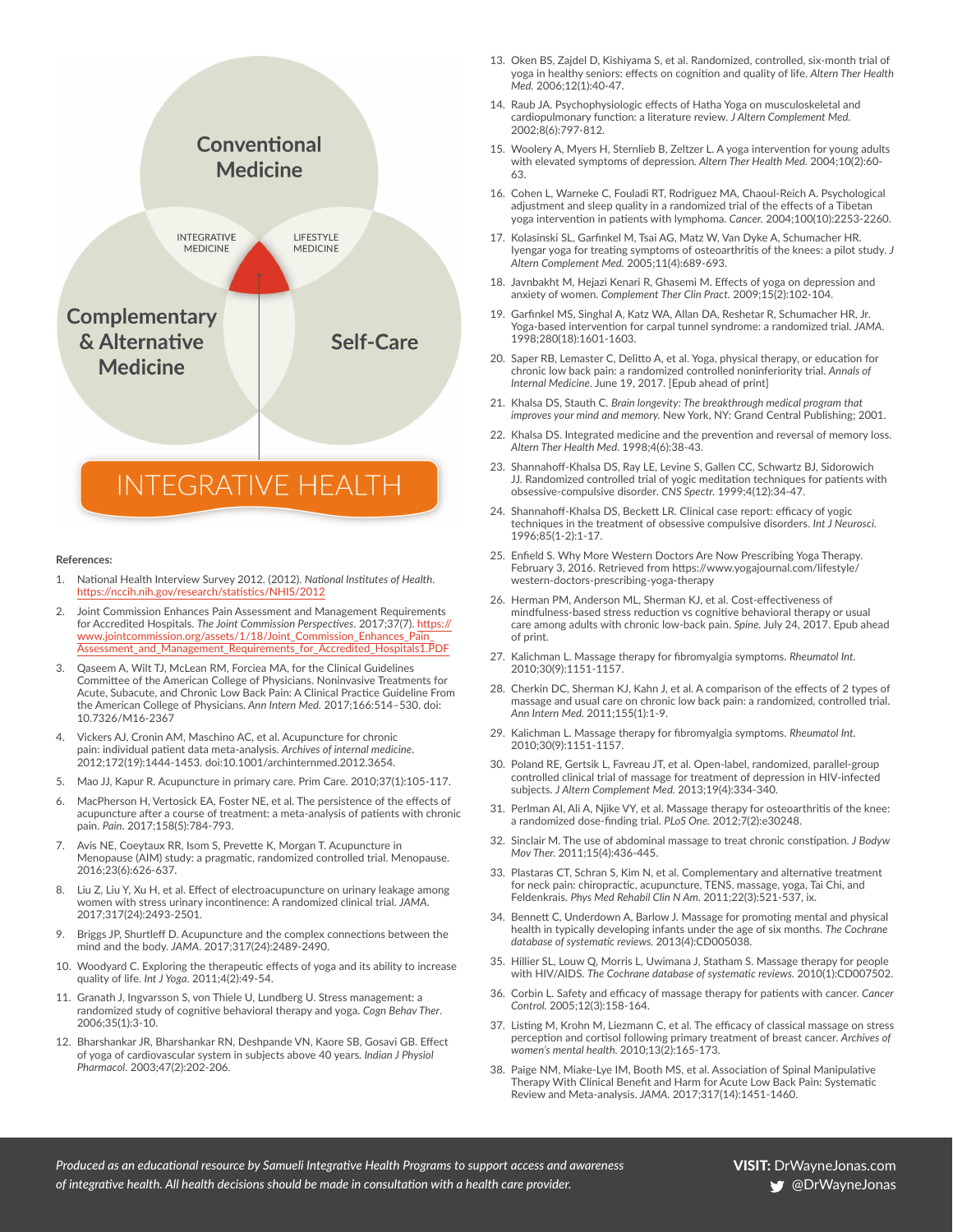Conventional Medicine

INTEGRATIVE MEDICINE

LIFESTYLE MEDICINE

Complementary & Alternative Medicine

Self-Care

INTEGRATIVE HEALTH

**References:**

1. National Health Interview Survey 2012. (2012). *National Institutes of Health*. https://nccih.nih.gov/research/statistics/NHIS/2012
2. Joint Commission Enhances Pain Assessment and Management Requirements for Accredited Hospitals. *The Joint Commission Perspectives*. 2017;37(7). https://www.jointcommission.org/assets/1/18/Joint_Commission_Enhances_Pain_Assessment_and_Management_Requirements_for_Accredited_Hospitals1.PDF
3. Qaseem A, Wilt TJ, McLean RM, Forciea MA, for the Clinical Guidelines Committee of the American College of Physicians. Noninvasive Treatments for Acute, Subacute, and Chronic Low Back Pain: A Clinical Practice Guideline From the American College of Physicians. *Ann Intern Med.* 2017;166:514–530. doi: 10.7326/M16-2367
4. Vickers AJ, Cronin AM, Maschino AC, et al. Acupuncture for chronic pain: individual patient data meta-analysis. *Archives of internal medicine*. 2012;172(19):1444-1453. doi:10.1001/archinternmed.2012.3654.
5. Mao JJ, Kapur R. Acupuncture in primary care. Prim Care. 2010;37(1):105-117.
6. MacPherson H, Vertosick EA, Foster NE, et al. The persistence of the effects of acupuncture after a course of treatment: a meta-analysis of patients with chronic pain. *Pain*. 2017;158(5):784-793.
7. Avis NE, Coeytaux RR, Isom S, Prevette K, Morgan T. Acupuncture in Menopause (AIM) study: a pragmatic, randomized controlled trial. Menopause. 2016;23(6):626-637.
8. Liu Z, Liu Y, Xu H, et al. Effect of electroacupuncture on urinary leakage among women with stress urinary incontinence: A randomized clinical trial. *JAMA*. 2017;317(24):2493-2501.
9. Briggs JP, Shurtleff D. Acupuncture and the complex connections between the mind and the body. *JAMA*. 2017;317(24):2489-2490.
10. Woodyard C. Exploring the therapeutic effects of yoga and its ability to increase quality of life. *Int J Yoga*. 2011;4(2):49-54.
11. Granath J, Ingvarsson S, von Thiele U, Lundberg U. Stress management: a randomized study of cognitive behavioral therapy and yoga. *Cogn Behav Ther*. 2006;35(1):3-10.
12. Bharshankar JR, Bharshankar RN, Deshpande VN, Kaore SB, Gosavi GB. Effect of yoga of cardiovascular system in subjects above 40 years. *Indian J Physiol Pharmacol*. 2003;47(2):202-206.
13. Oken BS, Zajdel D, Kishiyama S, et al. Randomized, controlled, six-month trial of yoga in healthy seniors: effects on cognition and quality of life. *Altern Ther Health Med.* 2006;12(1):40-47.
14. Raub JA. Psychophysiologic effects of Hatha Yoga on musculoskeletal and cardiopulmonary function: a literature review. *J Altern Complement Med.* 2002;8(6):797-812.
15. Woolery A, Myers H, Sternlieb B, Zeltzer L. A yoga intervention for young adults with elevated symptoms of depression. *Altern Ther Health Med.* 2004;10(2):60-63.
16. Cohen L, Warneke C, Fouladi RT, Rodriguez MA, Chaoul-Reich A. Psychological adjustment and sleep quality in a randomized trial of the effects of a Tibetan yoga intervention in patients with lymphoma. *Cancer.* 2004;100(10):2253-2260.
17. Kolasinski SL, Garfinkel M, Tsai AG, Matz W, Van Dyke A, Schumacher HR. Iyengar yoga for treating symptoms of osteoarthritis of the knees: a pilot study. *J Altern Complement Med.* 2005;11(4):689-693.
18. Javnbakht M, Hejazi Kenari R, Ghasemi M. Effects of yoga on depression and anxiety of women. *Complement Ther Clin Pract.* 2009;15(2):102-104.
19. Garfinkel MS, Singhal A, Katz WA, Allan DA, Reshetar R, Schumacher HR, Jr. Yoga-based intervention for carpal tunnel syndrome: a randomized trial. *JAMA.* 1998;280(18):1601-1603.
20. Saper RB, Lemaster C, Delitto A, et al. Yoga, physical therapy, or education for chronic low back pain: a randomized noninferiority trial. *Annals of Internal Medicine*. June 19, 2017. [Epub ahead of print]
21. Khalsa DS, Stauth C. *Brain longevity: The breakthrough medical program that improves your mind and memory.* New York, NY: Grand Central Publishing; 2001.
22. Khalsa DS. Integrated medicine and the prevention and reversal of memory loss. *Altern Ther Health Med.* 1998;4(6):38-43.
23. Shannahoff-Khalsa DS, Ray LE, Levine S, Gallen CC, Schwartz BJ, Sidorowich JJ. Randomized controlled trial of yogic meditation techniques for patients with obsessive-compulsive disorder. *CNS Spectr.* 1999;4(12):34-47.
24. Shannahoff-Khalsa DS, Beckett LR. Clinical case report: efficacy of yogic techniques in the treatment of obsessive compulsive disorders. *Int J Neurosci.* 1996;85(1-2):1-17.
25. Enfield S. Why More Western Doctors Are Now Prescribing Yoga Therapy. February 3, 2016. Retrieved from https://www.yogajournal.com/lifestyle/western-doctors-prescribing-yoga-therapy
26. Herman PM, Anderson ML, Sherman KJ, et al. Cost-effectiveness of mindfulness-based stress reduction vs cognitive behavioral therapy or usual care among adults with chronic low-back pain. *Spine.* July 24, 2017. Epub ahead of print.
27. Kalichman L. Massage therapy for fibromyalgia symptoms. *Rheumatol Int.* 2010;30(9):1151-1157.
28. Cherkin DC, Sherman KJ, Kahn J, et al. A comparison of the effects of 2 types of massage and usual care on chronic low back pain: a randomized, controlled trial. *Ann Intern Med.* 2011;155(1):1-9.
29. Kalichman L. Massage therapy for fibromyalgia symptoms. *Rheumatol Int.* 2010;30(9):1151-1157.
30. Poland RE, Gertsik L, Favreau JT, et al. Open-label, randomized, parallel-group controlled clinical trial of massage for treatment of depression in HIV-infected subjects. *J Altern Complement Med.* 2013;19(4):334-340.
31. Perlman AI, Ali A, Njike VY, et al. Massage therapy for osteoarthritis of the knee: a randomized dose-finding trial. *PLoS One.* 2012;7(2):e30248.
32. Sinclair M. The use of abdominal massage to treat chronic constipation. *J Bodyw Mov Ther.* 2011;15(4):436-445.
33. Plastaras CT, Schran S, Kim N, et al. Complementary and alternative treatment for neck pain: chiropractic, acupuncture, TENS, massage, yoga, Tai Chi, and Feldenkrais. *Phys Med Rehabil Clin N Am.* 2011;22(3):521-537, ix.
34. Bennett C, Underdown A, Barlow J. Massage for promoting mental and physical health in typically developing infants under the age of six months. *The Cochrane database of systematic reviews.* 2013(4):CD005038.
35. Hillier SL, Louw Q, Morris L, Uwimana J, Statham S. Massage therapy for people with HIV/AIDS. *The Cochrane database of systematic reviews.* 2010(1):CD007502.
36. Corbin L. Safety and efficacy of massage therapy for patients with cancer. *Cancer Control.* 2005;12(3):158-164.
37. Listing M, Krohn M, Liezmann C, et al. The efficacy of classical massage on stress perception and cortisol following primary treatment of breast cancer. *Archives of women's mental health.* 2010;13(2):165-173.
38. Paige NM, Miake-Lye IM, Booth MS, et al. Association of Spinal Manipulative Therapy With Clinical Benefit and Harm for Acute Low Back Pain: Systematic Review and Meta-analysis. *JAMA.* 2017;317(14):1451-1460.

*Produced as an educational resource by Samueli Integrative Health Programs to support access and awareness of integrative health. All health decisions should be made in consultation with a health care provider.*

**VISIT:** DrWayneJonas.com
@DrWayneJonas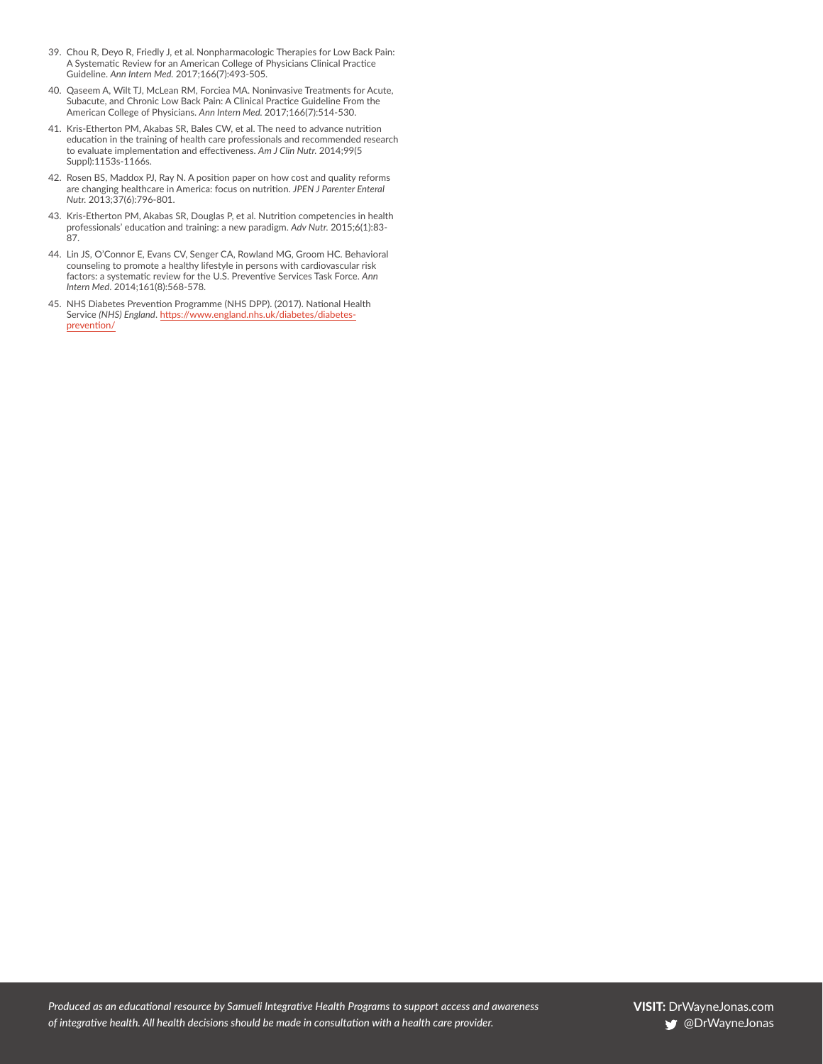39. Chou R, Deyo R, Friedly J, et al. Nonpharmacologic Therapies for Low Back Pain: A Systematic Review for an American College of Physicians Clinical Practice Guideline. *Ann Intern Med.* 2017;166(7):493-505.

40. Qaseem A, Wilt TJ, McLean RM, Forciea MA. Noninvasive Treatments for Acute, Subacute, and Chronic Low Back Pain: A Clinical Practice Guideline From the American College of Physicians. *Ann Intern Med.* 2017;166(7):514-530.

41. Kris-Etherton PM, Akabas SR, Bales CW, et al. The need to advance nutrition education in the training of health care professionals and recommended research to evaluate implementation and effectiveness. *Am J Clin Nutr.* 2014;99(5 Suppl):1153s-1166s.

42. Rosen BS, Maddox PJ, Ray N. A position paper on how cost and quality reforms are changing healthcare in America: focus on nutrition. *JPEN J Parenter Enteral Nutr.* 2013;37(6):796-801.

43. Kris-Etherton PM, Akabas SR, Douglas P, et al. Nutrition competencies in health professionals' education and training: a new paradigm. *Adv Nutr.* 2015;6(1):83-87.

44. Lin JS, O'Connor E, Evans CV, Senger CA, Rowland MG, Groom HC. Behavioral counseling to promote a healthy lifestyle in persons with cardiovascular risk factors: a systematic review for the U.S. Preventive Services Task Force. *Ann Intern Med*. 2014;161(8):568-578.

45. NHS Diabetes Prevention Programme (NHS DPP). (2017). National Health Service *(NHS) England*. https://www.england.nhs.uk/diabetes/diabetes-prevention/

*Produced as an educational resource by Samueli Integrative Health Programs to support access and awareness of integrative health. All health decisions should be made in consultation with a health care provider.*

**VISIT:** DrWayneJonas.com
@DrWayneJonas